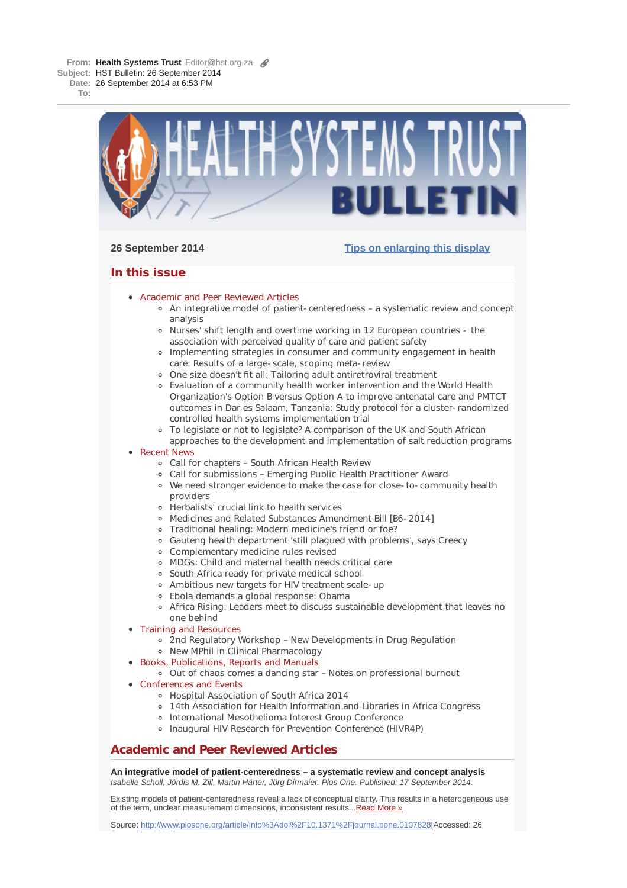**From:** Health Systems Trust Editor@hst.org.za
**Subject:** HST Bulletin: 26 September 2014
**Date:** 26 September 2014 at 6:53 PM
**To:**

# HEALTH SYSTEMS TRUST BULLETIN

**26 September 2014**

[Tips on enlarging this display]

## In this issue

- Academic and Peer Reviewed Articles
  - An integrative model of patient-centeredness – a systematic review and concept analysis
  - Nurses' shift length and overtime working in 12 European countries - the association with perceived quality of care and patient safety
  - Implementing strategies in consumer and community engagement in health care: Results of a large-scale, scoping meta-review
  - One size doesn't fit all: Tailoring adult antiretroviral treatment
  - Evaluation of a community health worker intervention and the World Health Organization's Option B versus Option A to improve antenatal care and PMTCT outcomes in Dar es Salaam, Tanzania: Study protocol for a cluster-randomized controlled health systems implementation trial
  - To legislate or not to legislate? A comparison of the UK and South African approaches to the development and implementation of salt reduction programs
- Recent News
  - Call for chapters – South African Health Review
  - Call for submissions – Emerging Public Health Practitioner Award
  - We need stronger evidence to make the case for close-to-community health providers
  - Herbalists' crucial link to health services
  - Medicines and Related Substances Amendment Bill [B6-2014]
  - Traditional healing: Modern medicine's friend or foe?
  - Gauteng health department 'still plagued with problems', says Creecy
  - Complementary medicine rules revised
  - MDGs: Child and maternal health needs critical care
  - South Africa ready for private medical school
  - Ambitious new targets for HIV treatment scale-up
  - Ebola demands a global response: Obama
  - Africa Rising: Leaders meet to discuss sustainable development that leaves no one behind
- Training and Resources
  - 2nd Regulatory Workshop – New Developments in Drug Regulation
  - New MPhil in Clinical Pharmacology
- Books, Publications, Reports and Manuals
  - Out of chaos comes a dancing star – Notes on professional burnout
- Conferences and Events
  - Hospital Association of South Africa 2014
  - 14th Association for Health Information and Libraries in Africa Congress
  - International Mesothelioma Interest Group Conference
  - Inaugural HIV Research for Prevention Conference (HIVR4P)

## Academic and Peer Reviewed Articles

**An integrative model of patient-centeredness – a systematic review and concept analysis**
*Isabelle Scholl, Jördis M. Zill, Martin Härter, Jörg Dirmaier. Plos One. Published: 17 September 2014.*

Existing models of patient-centeredness reveal a lack of conceptual clarity. This results in a heterogeneous use of the term, unclear measurement dimensions, inconsistent results...Read More »

Source: http://www.plosone.org/article/info%3Adoi%2F10.1371%2Fjournal.pone.0107828[Accessed: 26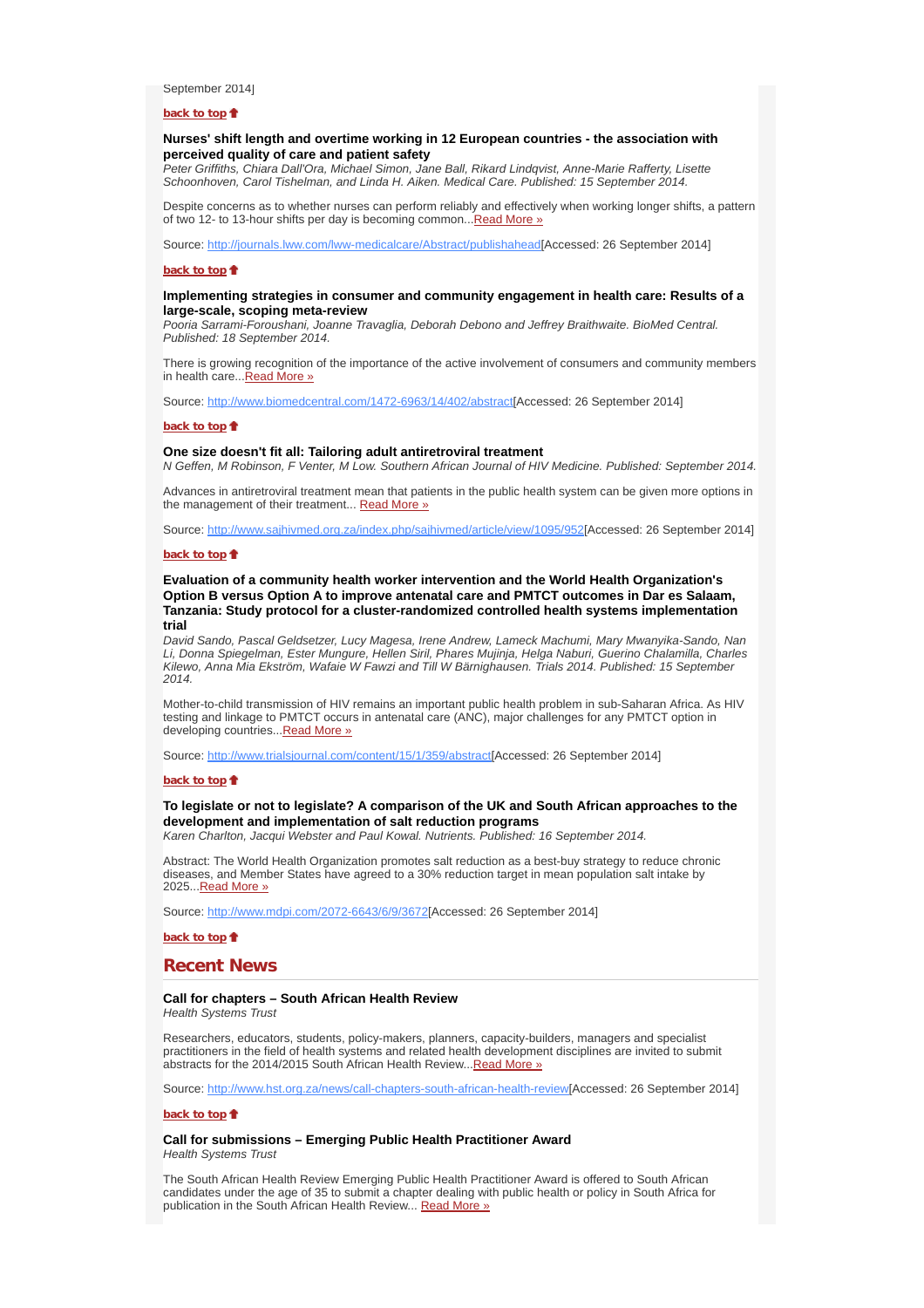September 2014]

**back to top**

### Nurses' shift length and overtime working in 12 European countries - the association with perceived quality of care and patient safety

*Peter Griffiths, Chiara Dall'Ora, Michael Simon, Jane Ball, Rikard Lindqvist, Anne-Marie Rafferty, Lisette Schoonhoven, Carol Tishelman, and Linda H. Aiken. Medical Care. Published: 15 September 2014.*

Despite concerns as to whether nurses can perform reliably and effectively when working longer shifts, a pattern of two 12- to 13-hour shifts per day is becoming common...Read More »

Source: http://journals.lww.com/lww-medicalcare/Abstract/publishahead[Accessed: 26 September 2014]

**back to top**

### Implementing strategies in consumer and community engagement in health care: Results of a large-scale, scoping meta-review

*Pooria Sarrami-Foroushani, Joanne Travaglia, Deborah Debono and Jeffrey Braithwaite. BioMed Central. Published: 18 September 2014.*

There is growing recognition of the importance of the active involvement of consumers and community members in health care...Read More »

Source: http://www.biomedcentral.com/1472-6963/14/402/abstract[Accessed: 26 September 2014]

**back to top**

### One size doesn't fit all: Tailoring adult antiretroviral treatment

*N Geffen, M Robinson, F Venter, M Low. Southern African Journal of HIV Medicine. Published: September 2014.*

Advances in antiretroviral treatment mean that patients in the public health system can be given more options in the management of their treatment... Read More »

Source: http://www.sajhivmed.org.za/index.php/sajhivmed/article/view/1095/952[Accessed: 26 September 2014]

**back to top**

### Evaluation of a community health worker intervention and the World Health Organization's Option B versus Option A to improve antenatal care and PMTCT outcomes in Dar es Salaam, Tanzania: Study protocol for a cluster-randomized controlled health systems implementation trial

*David Sando, Pascal Geldsetzer, Lucy Magesa, Irene Andrew, Lameck Machumi, Mary Mwanyika-Sando, Nan Li, Donna Spiegelman, Ester Mungure, Hellen Siril, Phares Mujinja, Helga Naburi, Guerino Chalamilla, Charles Kilewo, Anna Mia Ekström, Wafaie W Fawzi and Till W Bärnighausen. Trials 2014. Published: 15 September 2014.*

Mother-to-child transmission of HIV remains an important public health problem in sub-Saharan Africa. As HIV testing and linkage to PMTCT occurs in antenatal care (ANC), major challenges for any PMTCT option in developing countries...Read More »

Source: http://www.trialsjournal.com/content/15/1/359/abstract[Accessed: 26 September 2014]

**back to top**

### To legislate or not to legislate? A comparison of the UK and South African approaches to the development and implementation of salt reduction programs

*Karen Charlton, Jacqui Webster and Paul Kowal. Nutrients. Published: 16 September 2014.*

Abstract: The World Health Organization promotes salt reduction as a best-buy strategy to reduce chronic diseases, and Member States have agreed to a 30% reduction target in mean population salt intake by 2025...Read More »

Source: http://www.mdpi.com/2072-6643/6/9/3672[Accessed: 26 September 2014]

**back to top**

## Recent News

### Call for chapters – South African Health Review

*Health Systems Trust*

Researchers, educators, students, policy-makers, planners, capacity-builders, managers and specialist practitioners in the field of health systems and related health development disciplines are invited to submit abstracts for the 2014/2015 South African Health Review...Read More »

Source: http://www.hst.org.za/news/call-chapters-south-african-health-review[Accessed: 26 September 2014]

**back to top**

### Call for submissions – Emerging Public Health Practitioner Award

*Health Systems Trust*

The South African Health Review Emerging Public Health Practitioner Award is offered to South African candidates under the age of 35 to submit a chapter dealing with public health or policy in South Africa for publication in the South African Health Review... Read More »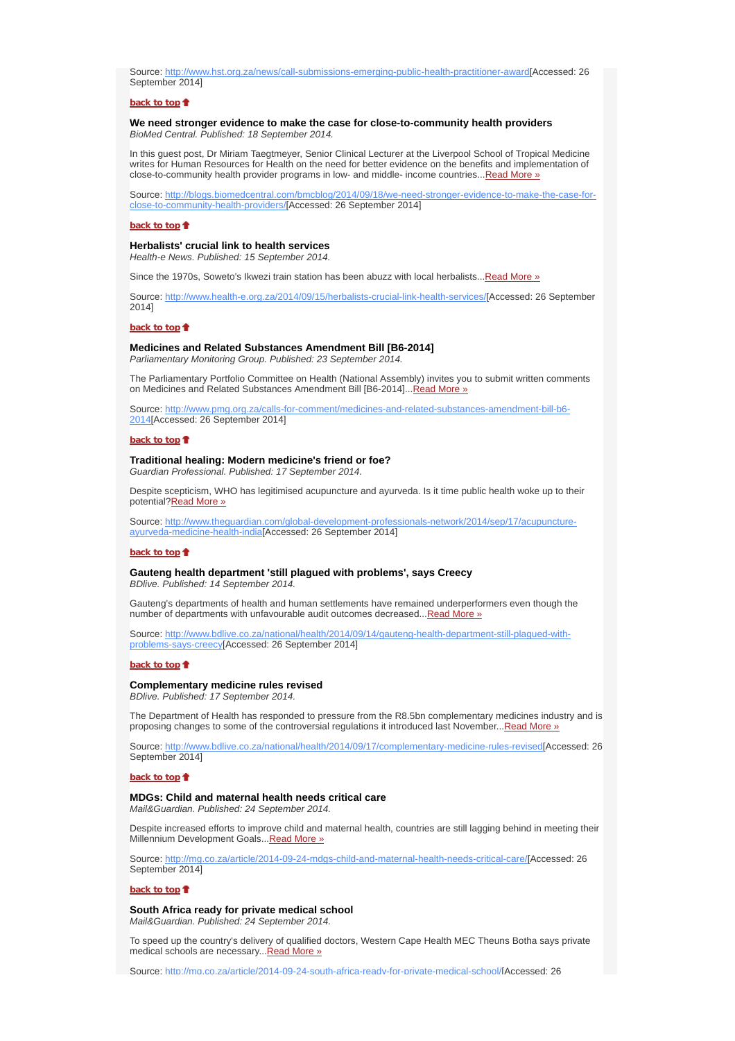Source: http://www.hst.org.za/news/call-submissions-emerging-public-health-practitioner-award[Accessed: 26 September 2014]

**back to top**

**We need stronger evidence to make the case for close-to-community health providers**
*BioMed Central. Published: 18 September 2014.*

In this guest post, Dr Miriam Taegtmeyer, Senior Clinical Lecturer at the Liverpool School of Tropical Medicine writes for Human Resources for Health on the need for better evidence on the benefits and implementation of close-to-community health provider programs in low- and middle- income countries...Read More »

Source: http://blogs.biomedcentral.com/bmcblog/2014/09/18/we-need-stronger-evidence-to-make-the-case-for-close-to-community-health-providers/[Accessed: 26 September 2014]

**back to top**

**Herbalists' crucial link to health services**
*Health-e News. Published: 15 September 2014.*

Since the 1970s, Soweto's Ikwezi train station has been abuzz with local herbalists...Read More »

Source: http://www.health-e.org.za/2014/09/15/herbalists-crucial-link-health-services/[Accessed: 26 September 2014]

**back to top**

**Medicines and Related Substances Amendment Bill [B6-2014]**
*Parliamentary Monitoring Group. Published: 23 September 2014.*

The Parliamentary Portfolio Committee on Health (National Assembly) invites you to submit written comments on Medicines and Related Substances Amendment Bill [B6-2014]...Read More »

Source: http://www.pmg.org.za/calls-for-comment/medicines-and-related-substances-amendment-bill-b6-2014[Accessed: 26 September 2014]

**back to top**

**Traditional healing: Modern medicine's friend or foe?**
*Guardian Professional. Published: 17 September 2014.*

Despite scepticism, WHO has legitimised acupuncture and ayurveda. Is it time public health woke up to their potential?Read More »

Source: http://www.theguardian.com/global-development-professionals-network/2014/sep/17/acupuncture-ayurveda-medicine-health-india[Accessed: 26 September 2014]

**back to top**

**Gauteng health department 'still plagued with problems', says Creecy**
*BDlive. Published: 14 September 2014.*

Gauteng's departments of health and human settlements have remained underperformers even though the number of departments with unfavourable audit outcomes decreased...Read More »

Source: http://www.bdlive.co.za/national/health/2014/09/14/gauteng-health-department-still-plagued-with-problems-says-creecy[Accessed: 26 September 2014]

**back to top**

**Complementary medicine rules revised**
*BDlive. Published: 17 September 2014.*

The Department of Health has responded to pressure from the R8.5bn complementary medicines industry and is proposing changes to some of the controversial regulations it introduced last November...Read More »

Source: http://www.bdlive.co.za/national/health/2014/09/17/complementary-medicine-rules-revised[Accessed: 26 September 2014]

**back to top**

**MDGs: Child and maternal health needs critical care**
*Mail&Guardian. Published: 24 September 2014.*

Despite increased efforts to improve child and maternal health, countries are still lagging behind in meeting their Millennium Development Goals...Read More »

Source: http://mg.co.za/article/2014-09-24-mdgs-child-and-maternal-health-needs-critical-care/[Accessed: 26 September 2014]

**back to top**

**South Africa ready for private medical school**
*Mail&Guardian. Published: 24 September 2014.*

To speed up the country's delivery of qualified doctors, Western Cape Health MEC Theuns Botha says private medical schools are necessary...Read More »

Source: http://mg.co.za/article/2014-09-24-south-africa-ready-for-private-medical-school/[Accessed: 26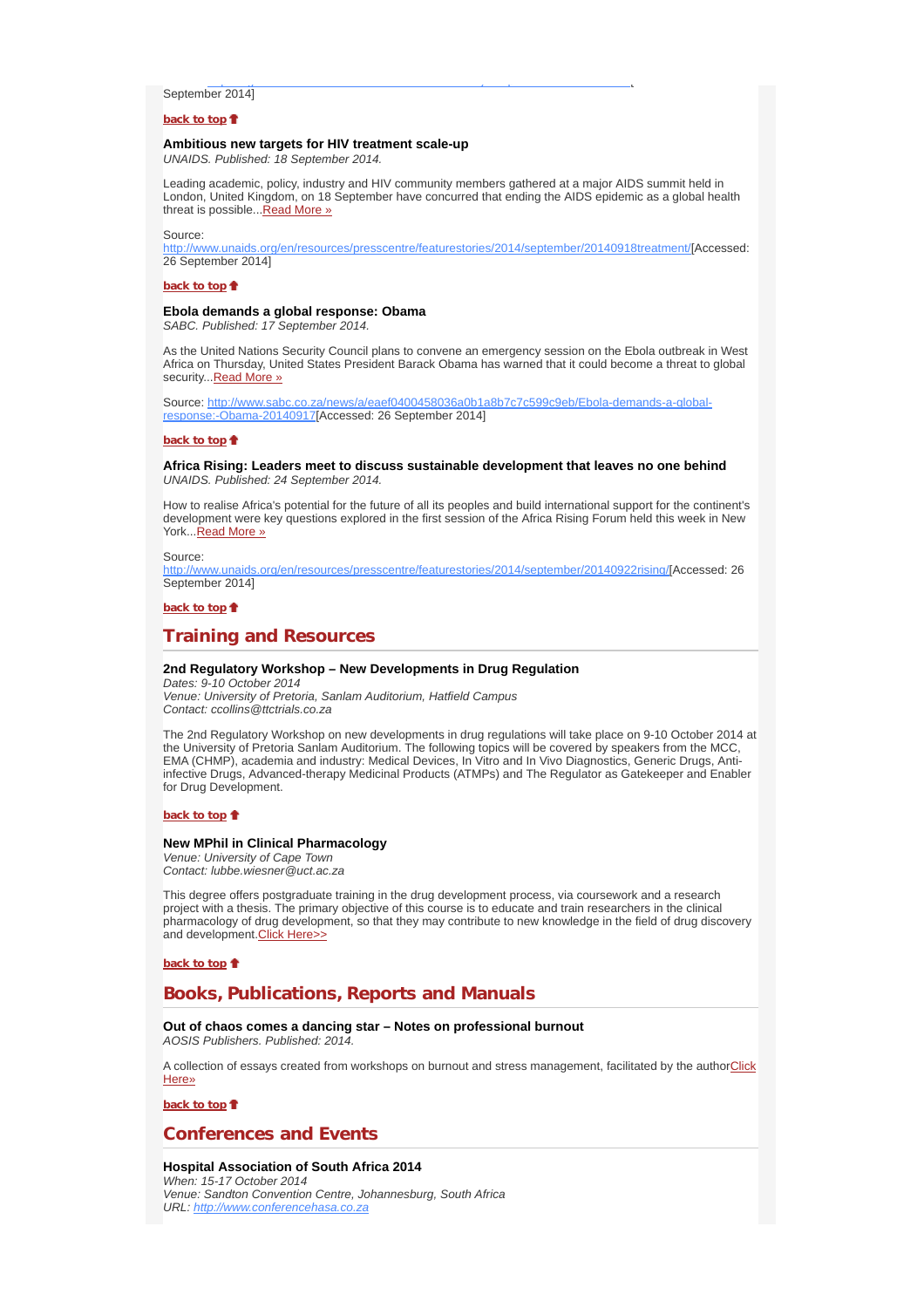September 2014]

**back to top**

### Ambitious new targets for HIV treatment scale-up

*UNAIDS. Published: 18 September 2014.*

Leading academic, policy, industry and HIV community members gathered at a major AIDS summit held in London, United Kingdom, on 18 September have concurred that ending the AIDS epidemic as a global health threat is possible...Read More »

Source:
http://www.unaids.org/en/resources/presscentre/featurestories/2014/september/20140918treatment/[Accessed: 26 September 2014]

**back to top**

### Ebola demands a global response: Obama

*SABC. Published: 17 September 2014.*

As the United Nations Security Council plans to convene an emergency session on the Ebola outbreak in West Africa on Thursday, United States President Barack Obama has warned that it could become a threat to global security...Read More »

Source: http://www.sabc.co.za/news/a/eaef0400458036a0b1a8b7c7c599c9eb/Ebola-demands-a-global-response;-Obama-20140917[Accessed: 26 September 2014]

**back to top**

### Africa Rising: Leaders meet to discuss sustainable development that leaves no one behind

*UNAIDS. Published: 24 September 2014.*

How to realise Africa's potential for the future of all its peoples and build international support for the continent's development were key questions explored in the first session of the Africa Rising Forum held this week in New York...Read More »

Source:
http://www.unaids.org/en/resources/presscentre/featurestories/2014/september/20140922rising/[Accessed: 26 September 2014]

**back to top**

## Training and Resources

### 2nd Regulatory Workshop – New Developments in Drug Regulation

*Dates: 9-10 October 2014*
*Venue: University of Pretoria, Sanlam Auditorium, Hatfield Campus*
*Contact: ccollins@ttctrials.co.za*

The 2nd Regulatory Workshop on new developments in drug regulations will take place on 9-10 October 2014 at the University of Pretoria Sanlam Auditorium. The following topics will be covered by speakers from the MCC, EMA (CHMP), academia and industry: Medical Devices, In Vitro and In Vivo Diagnostics, Generic Drugs, Anti-infective Drugs, Advanced-therapy Medicinal Products (ATMPs) and The Regulator as Gatekeeper and Enabler for Drug Development.

**back to top**

### New MPhil in Clinical Pharmacology

*Venue: University of Cape Town*
*Contact: lubbe.wiesner@uct.ac.za*

This degree offers postgraduate training in the drug development process, via coursework and a research project with a thesis. The primary objective of this course is to educate and train researchers in the clinical pharmacology of drug development, so that they may contribute to new knowledge in the field of drug discovery and development.Click Here>>

**back to top**

## Books, Publications, Reports and Manuals

### Out of chaos comes a dancing star – Notes on professional burnout

*AOSIS Publishers. Published: 2014.*

A collection of essays created from workshops on burnout and stress management, facilitated by the authorClick Here»

**back to top**

## Conferences and Events

### Hospital Association of South Africa 2014

*When: 15-17 October 2014*
*Venue: Sandton Convention Centre, Johannesburg, South Africa*
*URL: http://www.conferencehasa.co.za*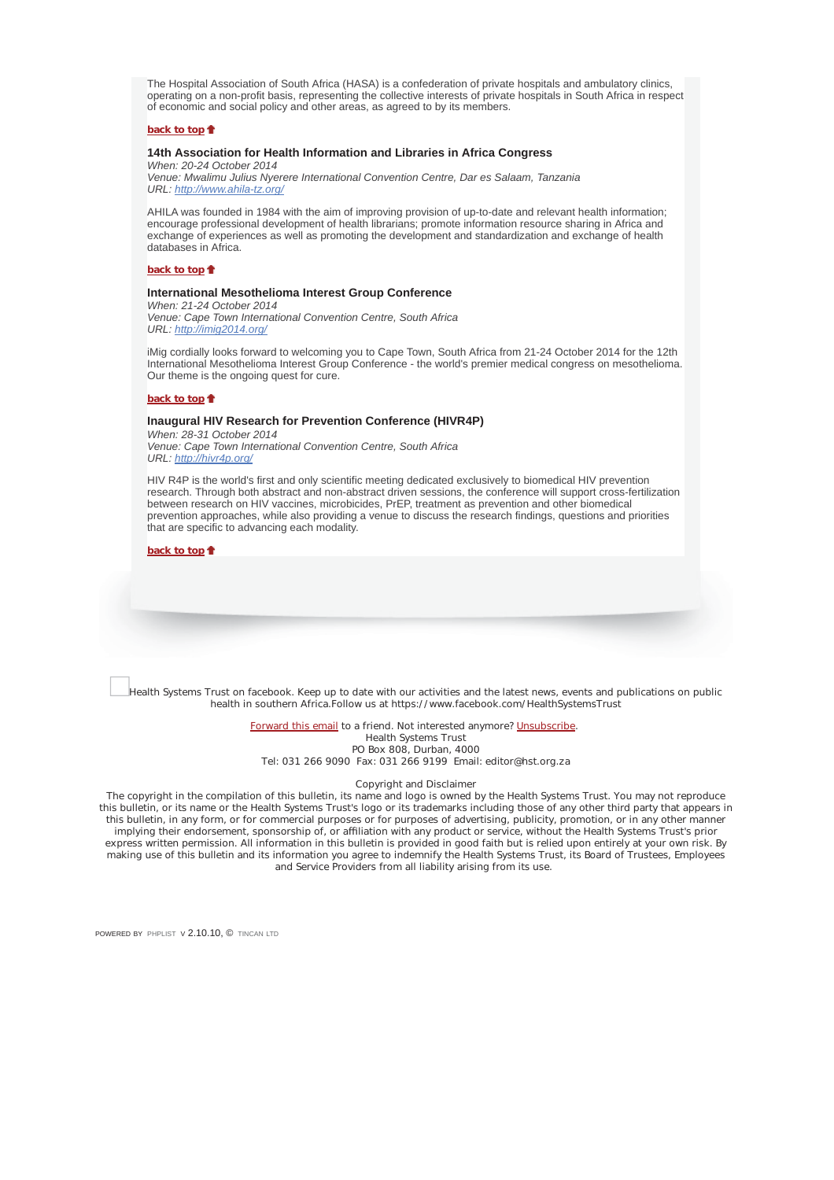The Hospital Association of South Africa (HASA) is a confederation of private hospitals and ambulatory clinics, operating on a non-profit basis, representing the collective interests of private hospitals in South Africa in respect of economic and social policy and other areas, as agreed to by its members.

**back to top**

### 14th Association for Health Information and Libraries in Africa Congress

*When: 20-24 October 2014*
*Venue: Mwalimu Julius Nyerere International Convention Centre, Dar es Salaam, Tanzania*
*URL: http://www.ahila-tz.org/*

AHILA was founded in 1984 with the aim of improving provision of up-to-date and relevant health information; encourage professional development of health librarians; promote information resource sharing in Africa and exchange of experiences as well as promoting the development and standardization and exchange of health databases in Africa.

**back to top**

### International Mesothelioma Interest Group Conference

*When: 21-24 October 2014*
*Venue: Cape Town International Convention Centre, South Africa*
*URL: http://imig2014.org/*

iMig cordially looks forward to welcoming you to Cape Town, South Africa from 21-24 October 2014 for the 12th International Mesothelioma Interest Group Conference - the world's premier medical congress on mesothelioma. Our theme is the ongoing quest for cure.

**back to top**

### Inaugural HIV Research for Prevention Conference (HIVR4P)

*When: 28-31 October 2014*
*Venue: Cape Town International Convention Centre, South Africa*
*URL: http://hivr4p.org/*

HIV R4P is the world's first and only scientific meeting dedicated exclusively to biomedical HIV prevention research. Through both abstract and non-abstract driven sessions, the conference will support cross-fertilization between research on HIV vaccines, microbicides, PrEP, treatment as prevention and other biomedical prevention approaches, while also providing a venue to discuss the research findings, questions and priorities that are specific to advancing each modality.

**back to top**

Health Systems Trust on facebook. Keep up to date with our activities and the latest news, events and publications on public health in southern Africa.Follow us at https://www.facebook.com/HealthSystemsTrust

Forward this email to a friend. Not interested anymore? Unsubscribe.
Health Systems Trust
PO Box 808, Durban, 4000
Tel: 031 266 9090 Fax: 031 266 9199 Email: editor@hst.org.za

Copyright and Disclaimer
The copyright in the compilation of this bulletin, its name and logo is owned by the Health Systems Trust. You may not reproduce this bulletin, or its name or the Health Systems Trust's logo or its trademarks including those of any other third party that appears in this bulletin, in any form, or for commercial purposes or for purposes of advertising, publicity, promotion, or in any other manner implying their endorsement, sponsorship of, or affiliation with any product or service, without the Health Systems Trust's prior express written permission. All information in this bulletin is provided in good faith but is relied upon entirely at your own risk. By making use of this bulletin and its information you agree to indemnify the Health Systems Trust, its Board of Trustees, Employees and Service Providers from all liability arising from its use.

POWERED BY PHPLIST V 2.10.10, © TINCAN LTD